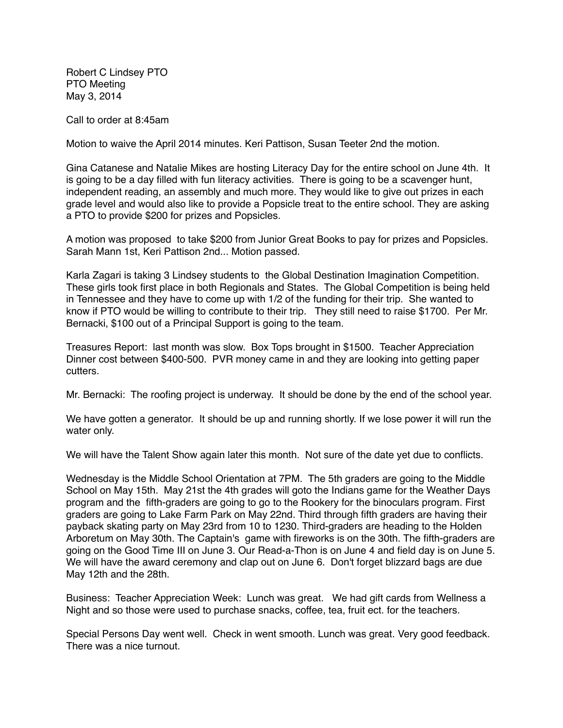Robert C Lindsey PTO
PTO Meeting
May 3, 2014

Call to order at 8:45am

Motion to waive the April 2014 minutes. Keri Pattison, Susan Teeter 2nd the motion.

Gina Catanese and Natalie Mikes are hosting Literacy Day for the entire school on June 4th. It is going to be a day filled with fun literacy activities. There is going to be a scavenger hunt, independent reading, an assembly and much more. They would like to give out prizes in each grade level and would also like to provide a Popsicle treat to the entire school. They are asking a PTO to provide $200 for prizes and Popsicles.

A motion was proposed to take $200 from Junior Great Books to pay for prizes and Popsicles. Sarah Mann 1st, Keri Pattison 2nd... Motion passed.

Karla Zagari is taking 3 Lindsey students to the Global Destination Imagination Competition. These girls took first place in both Regionals and States. The Global Competition is being held in Tennessee and they have to come up with 1/2 of the funding for their trip. She wanted to know if PTO would be willing to contribute to their trip. They still need to raise $1700. Per Mr. Bernacki, $100 out of a Principal Support is going to the team.

Treasures Report: last month was slow. Box Tops brought in $1500. Teacher Appreciation Dinner cost between $400-500. PVR money came in and they are looking into getting paper cutters.

Mr. Bernacki: The roofing project is underway. It should be done by the end of the school year.

We have gotten a generator. It should be up and running shortly. If we lose power it will run the water only.

We will have the Talent Show again later this month. Not sure of the date yet due to conflicts.

Wednesday is the Middle School Orientation at 7PM. The 5th graders are going to the Middle School on May 15th. May 21st the 4th grades will goto the Indians game for the Weather Days program and the fifth-graders are going to go to the Rookery for the binoculars program. First graders are going to Lake Farm Park on May 22nd. Third through fifth graders are having their payback skating party on May 23rd from 10 to 1230. Third-graders are heading to the Holden Arboretum on May 30th. The Captain's game with fireworks is on the 30th. The fifth-graders are going on the Good Time III on June 3. Our Read-a-Thon is on June 4 and field day is on June 5. We will have the award ceremony and clap out on June 6. Don't forget blizzard bags are due May 12th and the 28th.

Business: Teacher Appreciation Week: Lunch was great. We had gift cards from Wellness a Night and so those were used to purchase snacks, coffee, tea, fruit ect. for the teachers.

Special Persons Day went well. Check in went smooth. Lunch was great. Very good feedback. There was a nice turnout.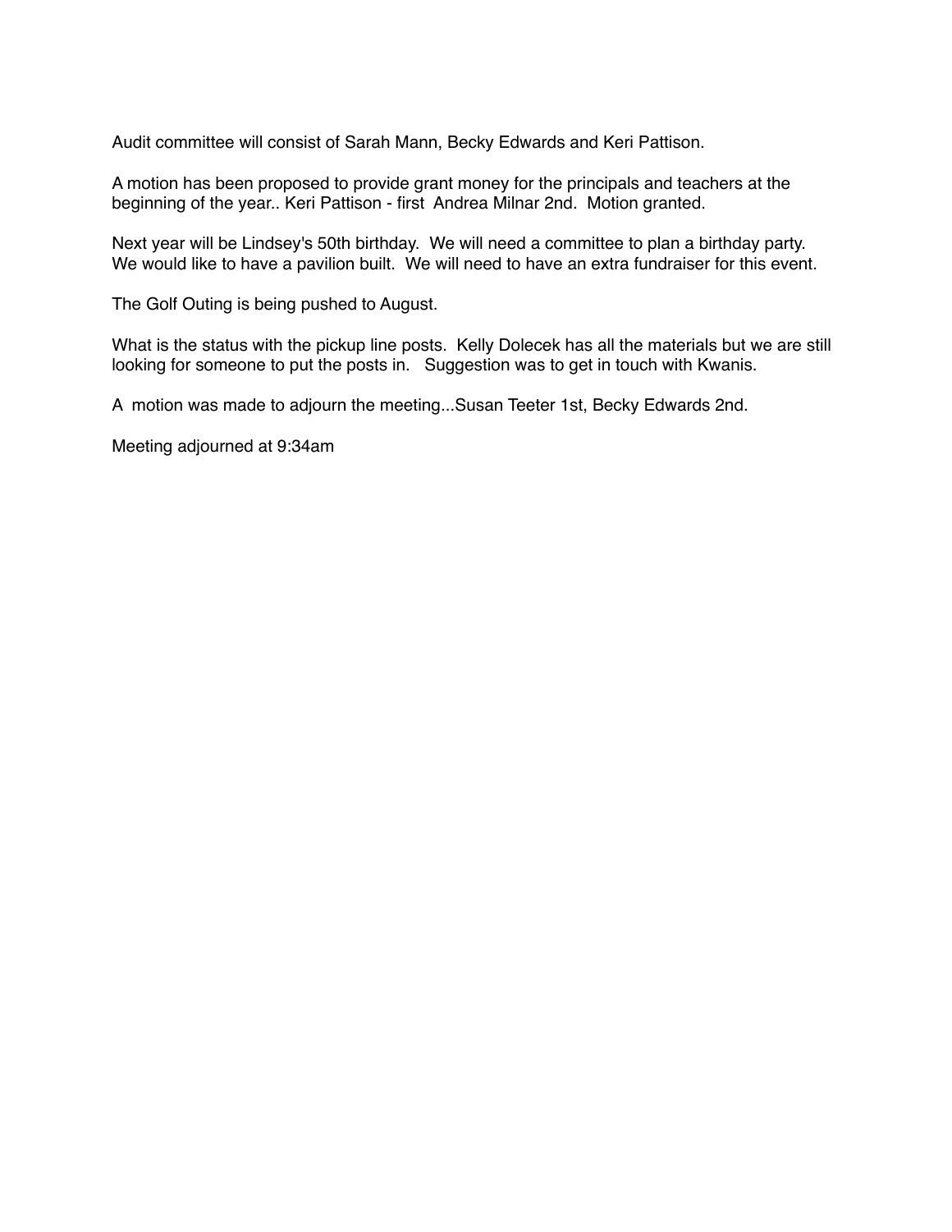Audit committee will consist of Sarah Mann, Becky Edwards and Keri Pattison.

A motion has been proposed to provide grant money for the principals and teachers at the beginning of the year.. Keri Pattison - first  Andrea Milnar 2nd.  Motion granted.

Next year will be Lindsey's 50th birthday.  We will need a committee to plan a birthday party. We would like to have a pavilion built.  We will need to have an extra fundraiser for this event.

The Golf Outing is being pushed to August.

What is the status with the pickup line posts.  Kelly Dolecek has all the materials but we are still looking for someone to put the posts in.   Suggestion was to get in touch with Kwanis.

A  motion was made to adjourn the meeting...Susan Teeter 1st, Becky Edwards 2nd.

Meeting adjourned at 9:34am